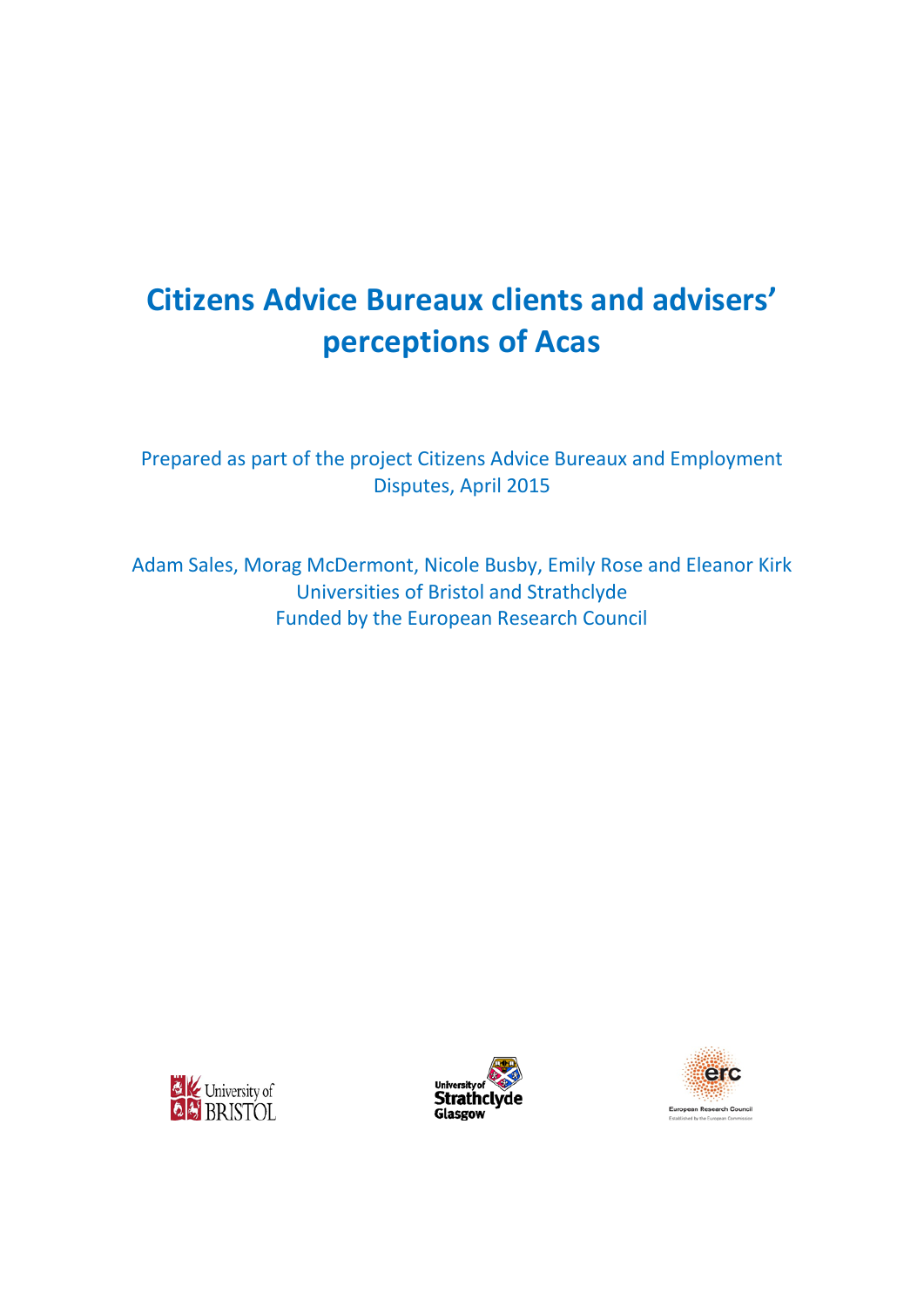# Citizens Advice Bureaux clients and advisers' perceptions of Acas

Prepared as part of the project Citizens Advice Bureaux and Employment Disputes, April 2015

Adam Sales, Morag McDermont, Nicole Busby, Emily Rose and Eleanor Kirk
Universities of Bristol and Strathclyde
Funded by the European Research Council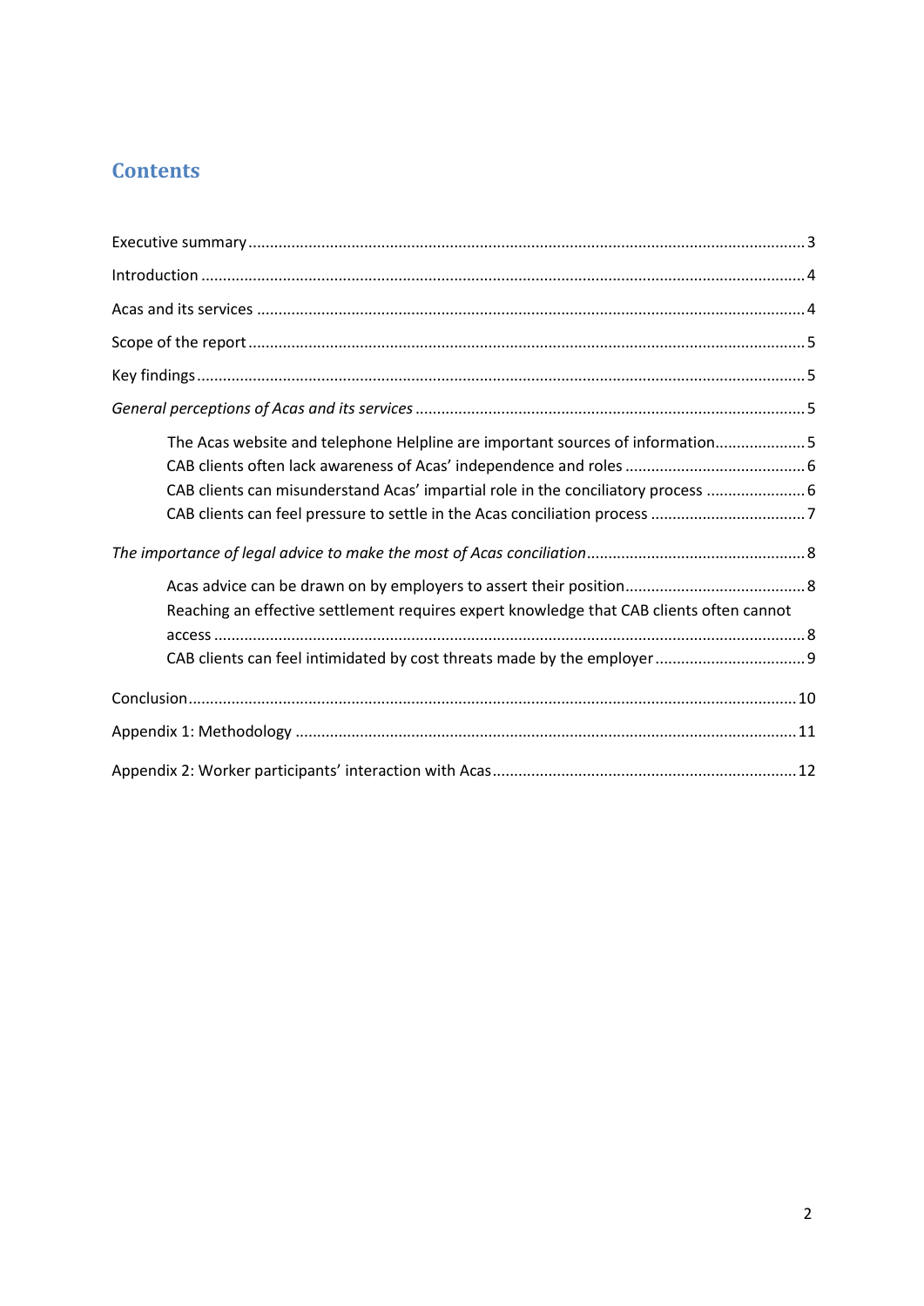## Contents

Executive summary ........ 3

Introduction ........ 4

Acas and its services ........ 4

Scope of the report ........ 5

Key findings ........ 5

*General perceptions of Acas and its services* ........ 5

- The Acas website and telephone Helpline are important sources of information ........ 5
- CAB clients often lack awareness of Acas' independence and roles ........ 6
- CAB clients can misunderstand Acas' impartial role in the conciliatory process ........ 6
- CAB clients can feel pressure to settle in the Acas conciliation process ........ 7

*The importance of legal advice to make the most of Acas conciliation* ........ 8

- Acas advice can be drawn on by employers to assert their position ........ 8
- Reaching an effective settlement requires expert knowledge that CAB clients often cannot access ........ 8
- CAB clients can feel intimidated by cost threats made by the employer ........ 9

Conclusion ........ 10

Appendix 1: Methodology ........ 11

Appendix 2: Worker participants' interaction with Acas ........ 12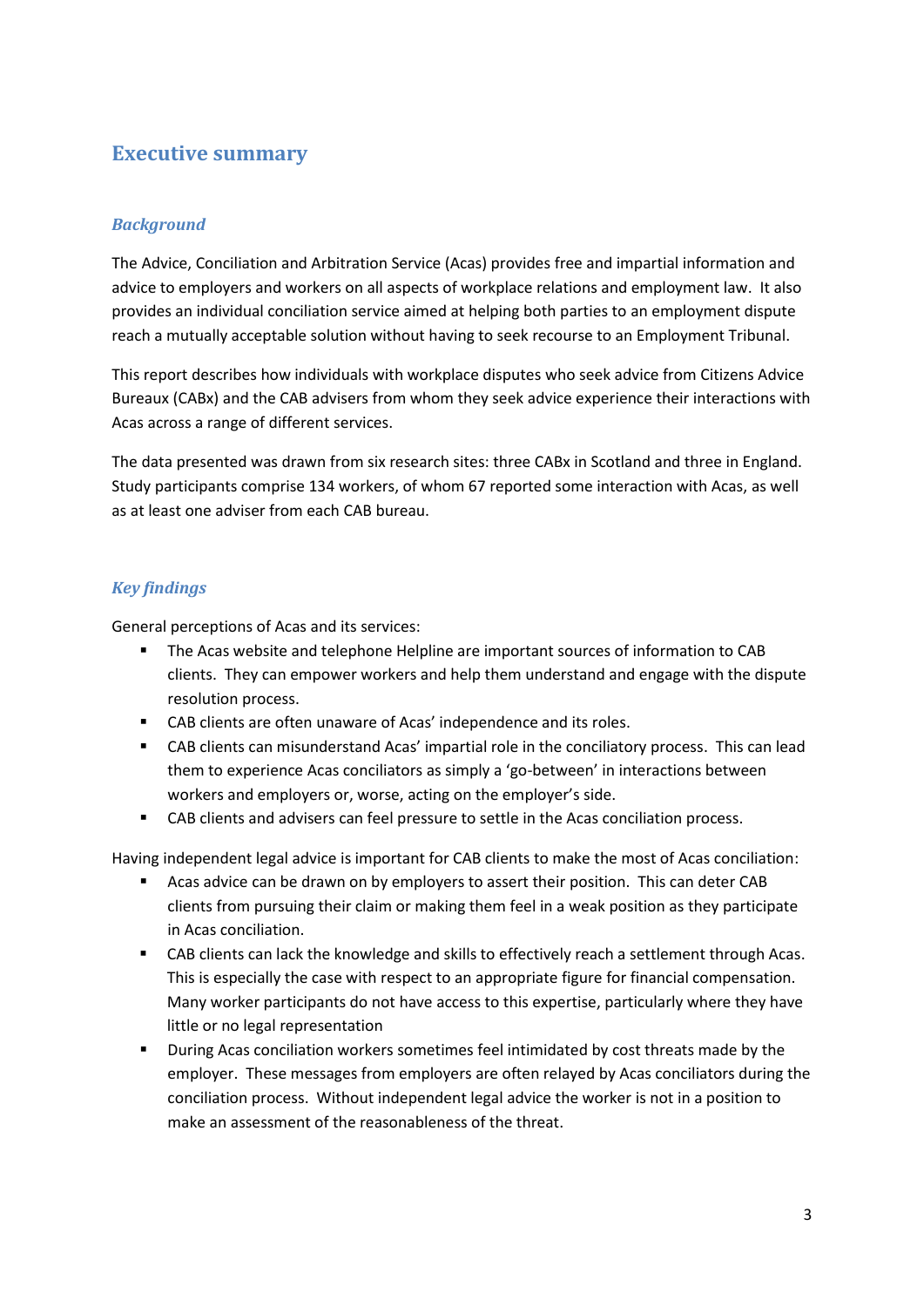# Executive summary

### *Background*

The Advice, Conciliation and Arbitration Service (Acas) provides free and impartial information and advice to employers and workers on all aspects of workplace relations and employment law. It also provides an individual conciliation service aimed at helping both parties to an employment dispute reach a mutually acceptable solution without having to seek recourse to an Employment Tribunal.

This report describes how individuals with workplace disputes who seek advice from Citizens Advice Bureaux (CABx) and the CAB advisers from whom they seek advice experience their interactions with Acas across a range of different services.

The data presented was drawn from six research sites: three CABx in Scotland and three in England. Study participants comprise 134 workers, of whom 67 reported some interaction with Acas, as well as at least one adviser from each CAB bureau.

### *Key findings*

General perceptions of Acas and its services:

- The Acas website and telephone Helpline are important sources of information to CAB clients. They can empower workers and help them understand and engage with the dispute resolution process.
- CAB clients are often unaware of Acas' independence and its roles.
- CAB clients can misunderstand Acas' impartial role in the conciliatory process. This can lead them to experience Acas conciliators as simply a 'go-between' in interactions between workers and employers or, worse, acting on the employer's side.
- CAB clients and advisers can feel pressure to settle in the Acas conciliation process.

Having independent legal advice is important for CAB clients to make the most of Acas conciliation:

- Acas advice can be drawn on by employers to assert their position. This can deter CAB clients from pursuing their claim or making them feel in a weak position as they participate in Acas conciliation.
- CAB clients can lack the knowledge and skills to effectively reach a settlement through Acas. This is especially the case with respect to an appropriate figure for financial compensation. Many worker participants do not have access to this expertise, particularly where they have little or no legal representation
- During Acas conciliation workers sometimes feel intimidated by cost threats made by the employer. These messages from employers are often relayed by Acas conciliators during the conciliation process. Without independent legal advice the worker is not in a position to make an assessment of the reasonableness of the threat.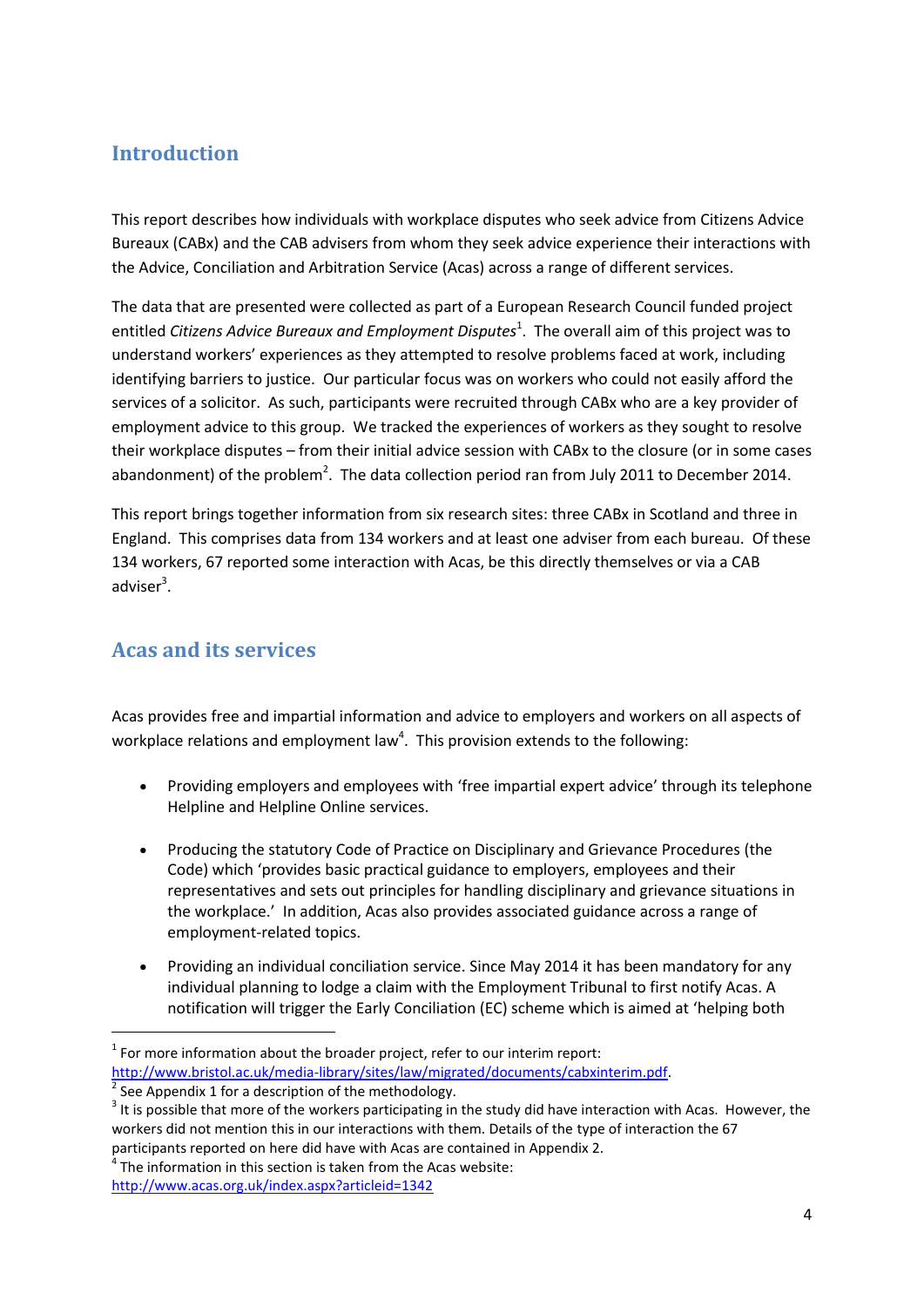## Introduction

This report describes how individuals with workplace disputes who seek advice from Citizens Advice Bureaux (CABx) and the CAB advisers from whom they seek advice experience their interactions with the Advice, Conciliation and Arbitration Service (Acas) across a range of different services.

The data that are presented were collected as part of a European Research Council funded project entitled *Citizens Advice Bureaux and Employment Disputes*[1]. The overall aim of this project was to understand workers' experiences as they attempted to resolve problems faced at work, including identifying barriers to justice. Our particular focus was on workers who could not easily afford the services of a solicitor. As such, participants were recruited through CABx who are a key provider of employment advice to this group. We tracked the experiences of workers as they sought to resolve their workplace disputes – from their initial advice session with CABx to the closure (or in some cases abandonment) of the problem[2]. The data collection period ran from July 2011 to December 2014.

This report brings together information from six research sites: three CABx in Scotland and three in England. This comprises data from 134 workers and at least one adviser from each bureau. Of these 134 workers, 67 reported some interaction with Acas, be this directly themselves or via a CAB adviser[3].

## Acas and its services

Acas provides free and impartial information and advice to employers and workers on all aspects of workplace relations and employment law[4]. This provision extends to the following:

- Providing employers and employees with 'free impartial expert advice' through its telephone Helpline and Helpline Online services.
- Producing the statutory Code of Practice on Disciplinary and Grievance Procedures (the Code) which 'provides basic practical guidance to employers, employees and their representatives and sets out principles for handling disciplinary and grievance situations in the workplace.' In addition, Acas also provides associated guidance across a range of employment-related topics.
- Providing an individual conciliation service. Since May 2014 it has been mandatory for any individual planning to lodge a claim with the Employment Tribunal to first notify Acas. A notification will trigger the Early Conciliation (EC) scheme which is aimed at 'helping both

---

[1] For more information about the broader project, refer to our interim report: http://www.bristol.ac.uk/media-library/sites/law/migrated/documents/cabxinterim.pdf.

[2] See Appendix 1 for a description of the methodology.

[3] It is possible that more of the workers participating in the study did have interaction with Acas. However, the workers did not mention this in our interactions with them. Details of the type of interaction the 67 participants reported on here did have with Acas are contained in Appendix 2.

[4] The information in this section is taken from the Acas website: http://www.acas.org.uk/index.aspx?articleid=1342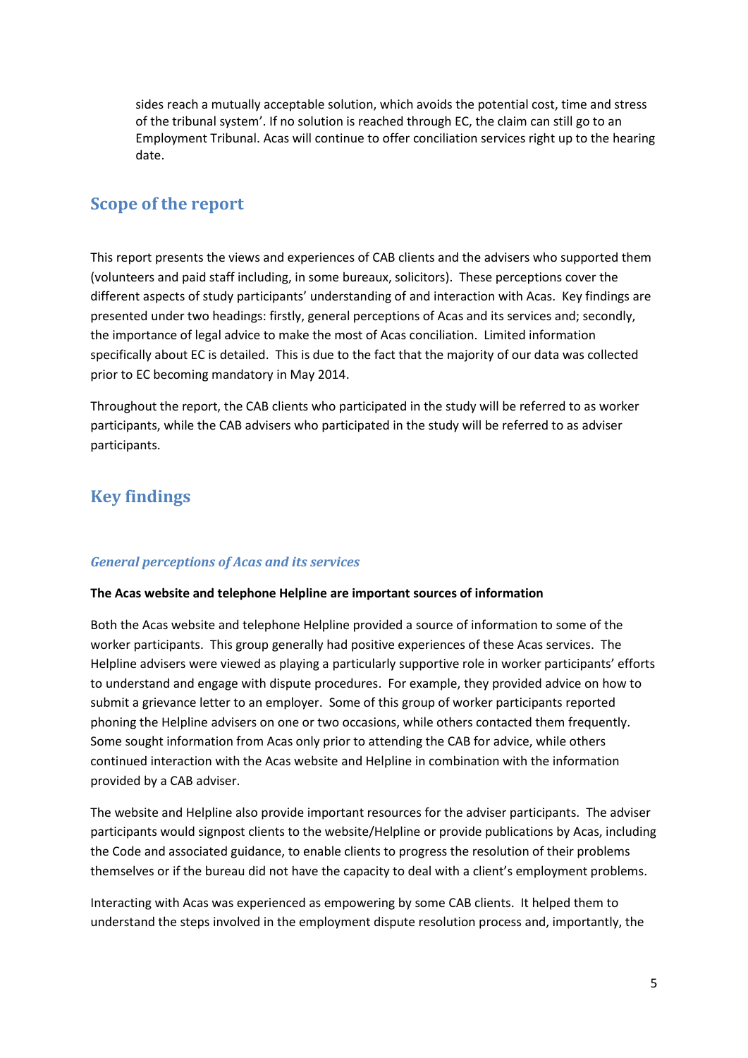sides reach a mutually acceptable solution, which avoids the potential cost, time and stress of the tribunal system'. If no solution is reached through EC, the claim can still go to an Employment Tribunal. Acas will continue to offer conciliation services right up to the hearing date.

## Scope of the report

This report presents the views and experiences of CAB clients and the advisers who supported them (volunteers and paid staff including, in some bureaux, solicitors). These perceptions cover the different aspects of study participants' understanding of and interaction with Acas. Key findings are presented under two headings: firstly, general perceptions of Acas and its services and; secondly, the importance of legal advice to make the most of Acas conciliation. Limited information specifically about EC is detailed. This is due to the fact that the majority of our data was collected prior to EC becoming mandatory in May 2014.

Throughout the report, the CAB clients who participated in the study will be referred to as worker participants, while the CAB advisers who participated in the study will be referred to as adviser participants.

## Key findings

### *General perceptions of Acas and its services*

**The Acas website and telephone Helpline are important sources of information**

Both the Acas website and telephone Helpline provided a source of information to some of the worker participants. This group generally had positive experiences of these Acas services. The Helpline advisers were viewed as playing a particularly supportive role in worker participants' efforts to understand and engage with dispute procedures. For example, they provided advice on how to submit a grievance letter to an employer. Some of this group of worker participants reported phoning the Helpline advisers on one or two occasions, while others contacted them frequently. Some sought information from Acas only prior to attending the CAB for advice, while others continued interaction with the Acas website and Helpline in combination with the information provided by a CAB adviser.

The website and Helpline also provide important resources for the adviser participants. The adviser participants would signpost clients to the website/Helpline or provide publications by Acas, including the Code and associated guidance, to enable clients to progress the resolution of their problems themselves or if the bureau did not have the capacity to deal with a client's employment problems.

Interacting with Acas was experienced as empowering by some CAB clients. It helped them to understand the steps involved in the employment dispute resolution process and, importantly, the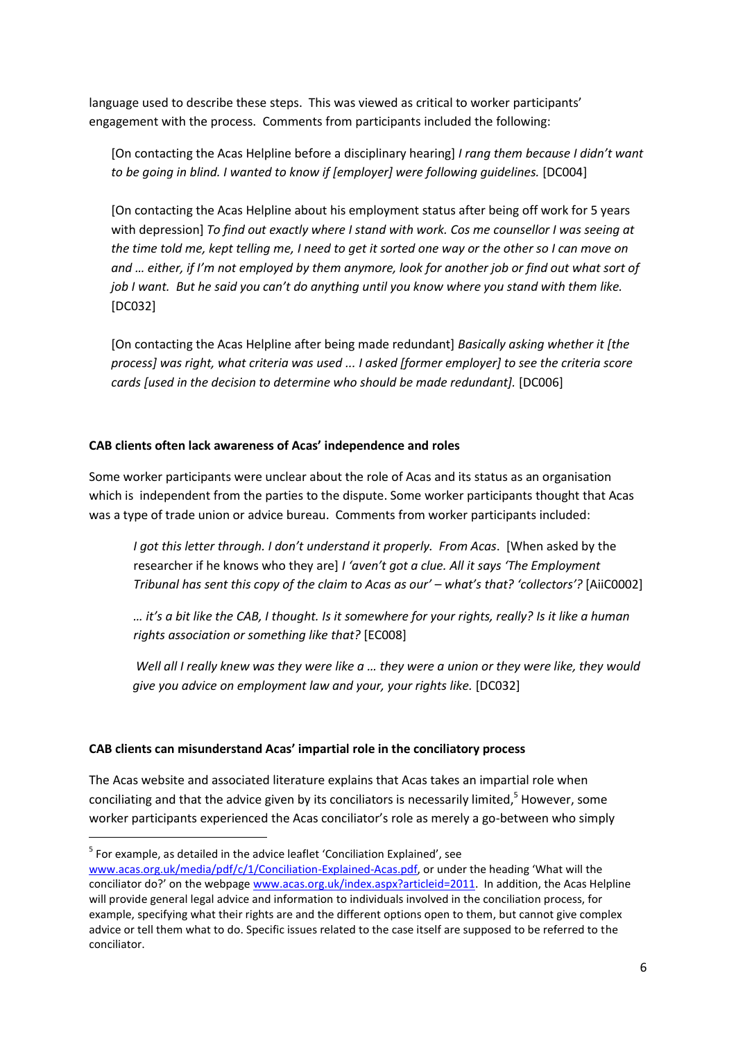language used to describe these steps. This was viewed as critical to worker participants' engagement with the process. Comments from participants included the following:

> [On contacting the Acas Helpline before a disciplinary hearing] *I rang them because I didn't want to be going in blind. I wanted to know if [employer] were following guidelines.* [DC004]

> [On contacting the Acas Helpline about his employment status after being off work for 5 years with depression] *To find out exactly where I stand with work. Cos me counsellor I was seeing at the time told me, kept telling me, I need to get it sorted one way or the other so I can move on and … either, if I'm not employed by them anymore, look for another job or find out what sort of job I want. But he said you can't do anything until you know where you stand with them like.* [DC032]

> [On contacting the Acas Helpline after being made redundant] *Basically asking whether it [the process] was right, what criteria was used ... I asked [former employer] to see the criteria score cards [used in the decision to determine who should be made redundant].* [DC006]

**CAB clients often lack awareness of Acas' independence and roles**

Some worker participants were unclear about the role of Acas and its status as an organisation which is independent from the parties to the dispute. Some worker participants thought that Acas was a type of trade union or advice bureau. Comments from worker participants included:

> *I got this letter through. I don't understand it properly. From Acas*. [When asked by the researcher if he knows who they are] *I 'aven't got a clue. All it says 'The Employment Tribunal has sent this copy of the claim to Acas as our' – what's that? 'collectors'?* [AiiC0002]

> *… it's a bit like the CAB, I thought. Is it somewhere for your rights, really? Is it like a human rights association or something like that?* [EC008]

> *Well all I really knew was they were like a … they were a union or they were like, they would give you advice on employment law and your, your rights like.* [DC032]

**CAB clients can misunderstand Acas' impartial role in the conciliatory process**

The Acas website and associated literature explains that Acas takes an impartial role when conciliating and that the advice given by its conciliators is necessarily limited,[5] However, some worker participants experienced the Acas conciliator's role as merely a go-between who simply

[5] For example, as detailed in the advice leaflet 'Conciliation Explained', see www.acas.org.uk/media/pdf/c/1/Conciliation-Explained-Acas.pdf, or under the heading 'What will the conciliator do?' on the webpage www.acas.org.uk/index.aspx?articleid=2011. In addition, the Acas Helpline will provide general legal advice and information to individuals involved in the conciliation process, for example, specifying what their rights are and the different options open to them, but cannot give complex advice or tell them what to do. Specific issues related to the case itself are supposed to be referred to the conciliator.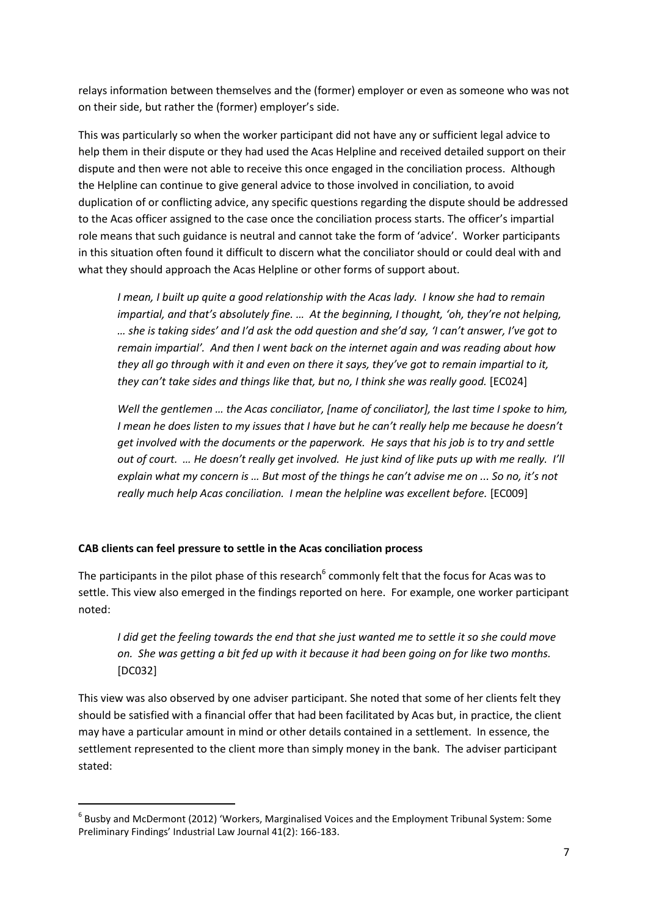relays information between themselves and the (former) employer or even as someone who was not on their side, but rather the (former) employer's side.

This was particularly so when the worker participant did not have any or sufficient legal advice to help them in their dispute or they had used the Acas Helpline and received detailed support on their dispute and then were not able to receive this once engaged in the conciliation process. Although the Helpline can continue to give general advice to those involved in conciliation, to avoid duplication of or conflicting advice, any specific questions regarding the dispute should be addressed to the Acas officer assigned to the case once the conciliation process starts. The officer's impartial role means that such guidance is neutral and cannot take the form of 'advice'. Worker participants in this situation often found it difficult to discern what the conciliator should or could deal with and what they should approach the Acas Helpline or other forms of support about.

> *I mean, I built up quite a good relationship with the Acas lady. I know she had to remain impartial, and that's absolutely fine. … At the beginning, I thought, 'oh, they're not helping, … she is taking sides' and I'd ask the odd question and she'd say, 'I can't answer, I've got to remain impartial'. And then I went back on the internet again and was reading about how they all go through with it and even on there it says, they've got to remain impartial to it, they can't take sides and things like that, but no, I think she was really good.* [EC024]

> *Well the gentlemen … the Acas conciliator, [name of conciliator], the last time I spoke to him, I mean he does listen to my issues that I have but he can't really help me because he doesn't get involved with the documents or the paperwork. He says that his job is to try and settle out of court. … He doesn't really get involved. He just kind of like puts up with me really. I'll explain what my concern is … But most of the things he can't advise me on ... So no, it's not really much help Acas conciliation. I mean the helpline was excellent before.* [EC009]

**CAB clients can feel pressure to settle in the Acas conciliation process**

The participants in the pilot phase of this research[6] commonly felt that the focus for Acas was to settle. This view also emerged in the findings reported on here. For example, one worker participant noted:

> *I did get the feeling towards the end that she just wanted me to settle it so she could move on. She was getting a bit fed up with it because it had been going on for like two months.* [DC032]

This view was also observed by one adviser participant. She noted that some of her clients felt they should be satisfied with a financial offer that had been facilitated by Acas but, in practice, the client may have a particular amount in mind or other details contained in a settlement. In essence, the settlement represented to the client more than simply money in the bank. The adviser participant stated:

[6] Busby and McDermont (2012) 'Workers, Marginalised Voices and the Employment Tribunal System: Some Preliminary Findings' Industrial Law Journal 41(2): 166-183.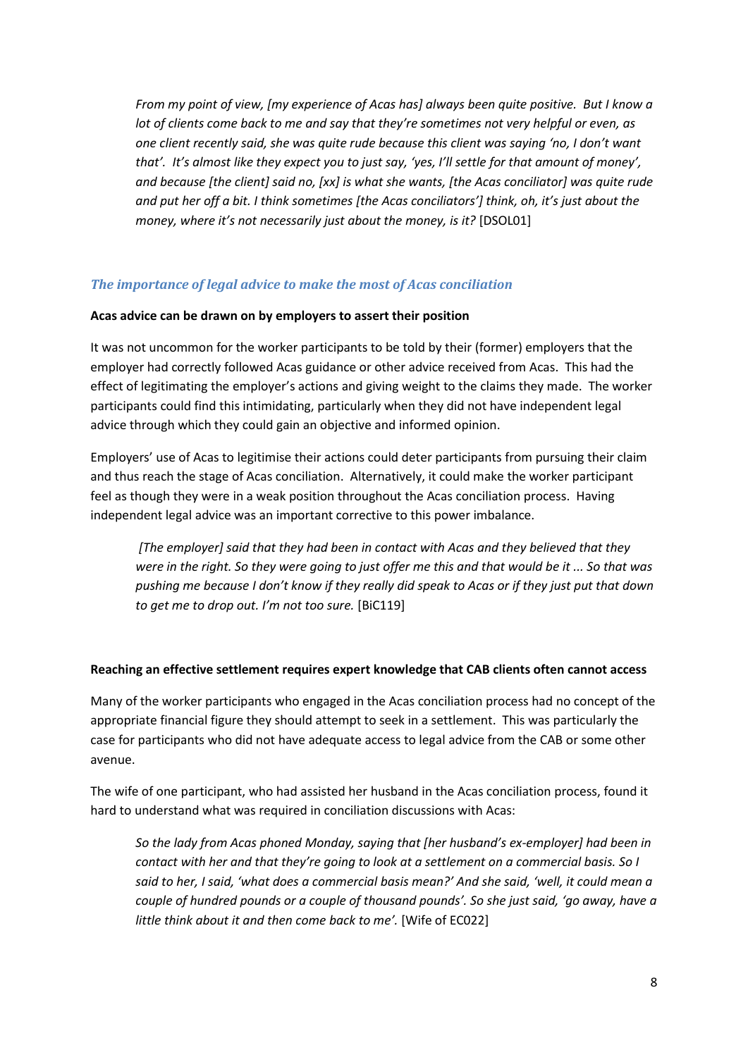*From my point of view, [my experience of Acas has] always been quite positive. But I know a lot of clients come back to me and say that they're sometimes not very helpful or even, as one client recently said, she was quite rude because this client was saying 'no, I don't want that'. It's almost like they expect you to just say, 'yes, I'll settle for that amount of money', and because [the client] said no, [xx] is what she wants, [the Acas conciliator] was quite rude and put her off a bit. I think sometimes [the Acas conciliators'] think, oh, it's just about the money, where it's not necessarily just about the money, is it?* [DSOL01]

### *The importance of legal advice to make the most of Acas conciliation*

**Acas advice can be drawn on by employers to assert their position**

It was not uncommon for the worker participants to be told by their (former) employers that the employer had correctly followed Acas guidance or other advice received from Acas. This had the effect of legitimating the employer's actions and giving weight to the claims they made. The worker participants could find this intimidating, particularly when they did not have independent legal advice through which they could gain an objective and informed opinion.

Employers' use of Acas to legitimise their actions could deter participants from pursuing their claim and thus reach the stage of Acas conciliation. Alternatively, it could make the worker participant feel as though they were in a weak position throughout the Acas conciliation process. Having independent legal advice was an important corrective to this power imbalance.

*[The employer] said that they had been in contact with Acas and they believed that they were in the right. So they were going to just offer me this and that would be it ... So that was pushing me because I don't know if they really did speak to Acas or if they just put that down to get me to drop out. I'm not too sure.* [BiC119]

**Reaching an effective settlement requires expert knowledge that CAB clients often cannot access**

Many of the worker participants who engaged in the Acas conciliation process had no concept of the appropriate financial figure they should attempt to seek in a settlement. This was particularly the case for participants who did not have adequate access to legal advice from the CAB or some other avenue.

The wife of one participant, who had assisted her husband in the Acas conciliation process, found it hard to understand what was required in conciliation discussions with Acas:

*So the lady from Acas phoned Monday, saying that [her husband's ex-employer] had been in contact with her and that they're going to look at a settlement on a commercial basis. So I said to her, I said, 'what does a commercial basis mean?' And she said, 'well, it could mean a couple of hundred pounds or a couple of thousand pounds'. So she just said, 'go away, have a little think about it and then come back to me'.* [Wife of EC022]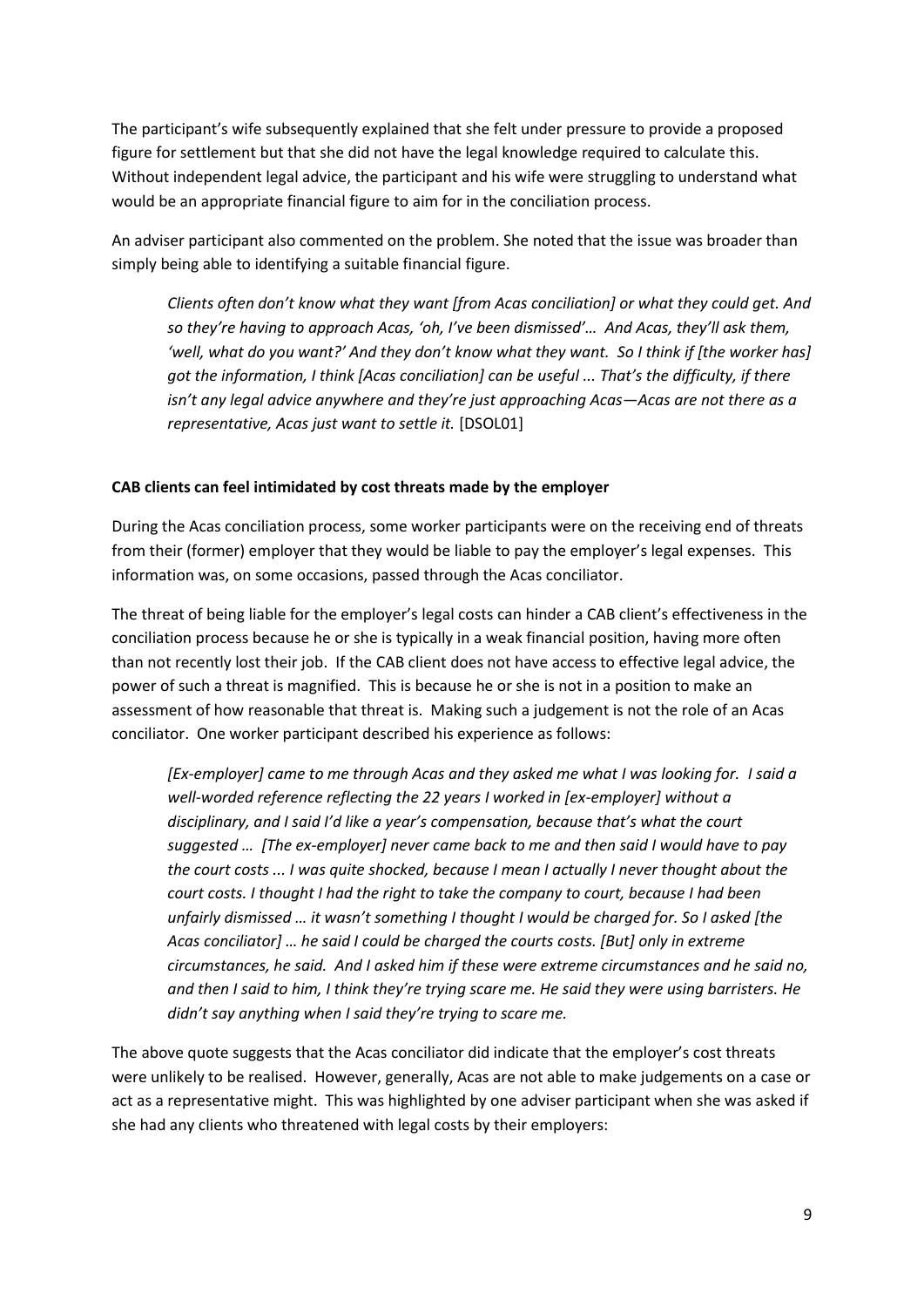The participant's wife subsequently explained that she felt under pressure to provide a proposed figure for settlement but that she did not have the legal knowledge required to calculate this. Without independent legal advice, the participant and his wife were struggling to understand what would be an appropriate financial figure to aim for in the conciliation process.

An adviser participant also commented on the problem. She noted that the issue was broader than simply being able to identifying a suitable financial figure.

> *Clients often don't know what they want [from Acas conciliation] or what they could get. And so they're having to approach Acas, 'oh, I've been dismissed'… And Acas, they'll ask them, 'well, what do you want?' And they don't know what they want. So I think if [the worker has] got the information, I think [Acas conciliation] can be useful ... That's the difficulty, if there isn't any legal advice anywhere and they're just approaching Acas—Acas are not there as a representative, Acas just want to settle it.* [DSOL01]

**CAB clients can feel intimidated by cost threats made by the employer**

During the Acas conciliation process, some worker participants were on the receiving end of threats from their (former) employer that they would be liable to pay the employer's legal expenses. This information was, on some occasions, passed through the Acas conciliator.

The threat of being liable for the employer's legal costs can hinder a CAB client's effectiveness in the conciliation process because he or she is typically in a weak financial position, having more often than not recently lost their job. If the CAB client does not have access to effective legal advice, the power of such a threat is magnified. This is because he or she is not in a position to make an assessment of how reasonable that threat is. Making such a judgement is not the role of an Acas conciliator. One worker participant described his experience as follows:

> *[Ex-employer] came to me through Acas and they asked me what I was looking for. I said a well-worded reference reflecting the 22 years I worked in [ex-employer] without a disciplinary, and I said I'd like a year's compensation, because that's what the court suggested … [The ex-employer] never came back to me and then said I would have to pay the court costs ... I was quite shocked, because I mean I actually I never thought about the court costs. I thought I had the right to take the company to court, because I had been unfairly dismissed … it wasn't something I thought I would be charged for. So I asked [the Acas conciliator] … he said I could be charged the courts costs. [But] only in extreme circumstances, he said. And I asked him if these were extreme circumstances and he said no, and then I said to him, I think they're trying scare me. He said they were using barristers. He didn't say anything when I said they're trying to scare me.*

The above quote suggests that the Acas conciliator did indicate that the employer's cost threats were unlikely to be realised. However, generally, Acas are not able to make judgements on a case or act as a representative might. This was highlighted by one adviser participant when she was asked if she had any clients who threatened with legal costs by their employers: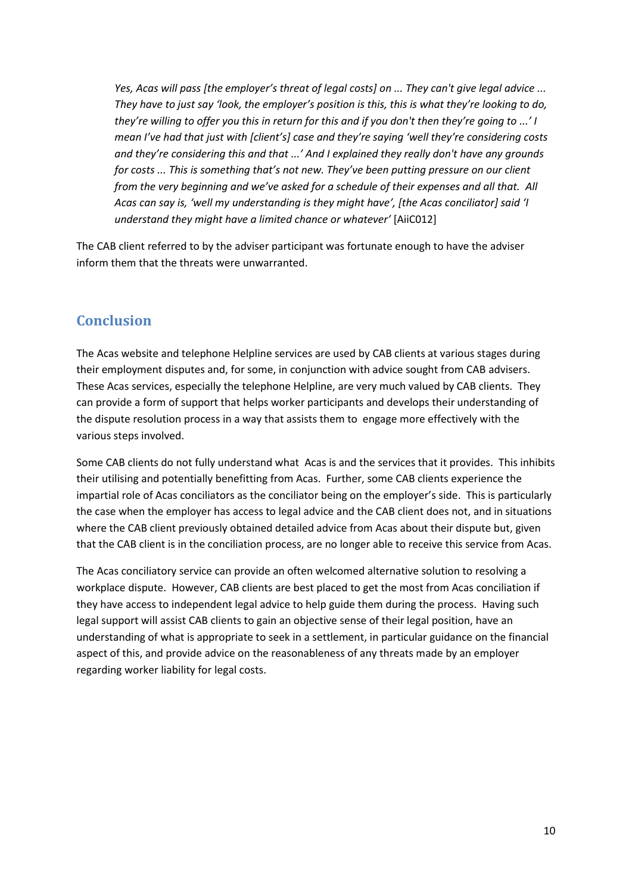> *Yes, Acas will pass [the employer's threat of legal costs] on ... They can't give legal advice ... They have to just say 'look, the employer's position is this, this is what they're looking to do, they're willing to offer you this in return for this and if you don't then they're going to ...' I mean I've had that just with [client's] case and they're saying 'well they're considering costs and they're considering this and that ...' And I explained they really don't have any grounds for costs ... This is something that's not new. They've been putting pressure on our client from the very beginning and we've asked for a schedule of their expenses and all that. All Acas can say is, 'well my understanding is they might have', [the Acas conciliator] said 'I understand they might have a limited chance or whatever'* [AiiC012]

The CAB client referred to by the adviser participant was fortunate enough to have the adviser inform them that the threats were unwarranted.

## Conclusion

The Acas website and telephone Helpline services are used by CAB clients at various stages during their employment disputes and, for some, in conjunction with advice sought from CAB advisers. These Acas services, especially the telephone Helpline, are very much valued by CAB clients. They can provide a form of support that helps worker participants and develops their understanding of the dispute resolution process in a way that assists them to engage more effectively with the various steps involved.

Some CAB clients do not fully understand what Acas is and the services that it provides. This inhibits their utilising and potentially benefitting from Acas. Further, some CAB clients experience the impartial role of Acas conciliators as the conciliator being on the employer's side. This is particularly the case when the employer has access to legal advice and the CAB client does not, and in situations where the CAB client previously obtained detailed advice from Acas about their dispute but, given that the CAB client is in the conciliation process, are no longer able to receive this service from Acas.

The Acas conciliatory service can provide an often welcomed alternative solution to resolving a workplace dispute. However, CAB clients are best placed to get the most from Acas conciliation if they have access to independent legal advice to help guide them during the process. Having such legal support will assist CAB clients to gain an objective sense of their legal position, have an understanding of what is appropriate to seek in a settlement, in particular guidance on the financial aspect of this, and provide advice on the reasonableness of any threats made by an employer regarding worker liability for legal costs.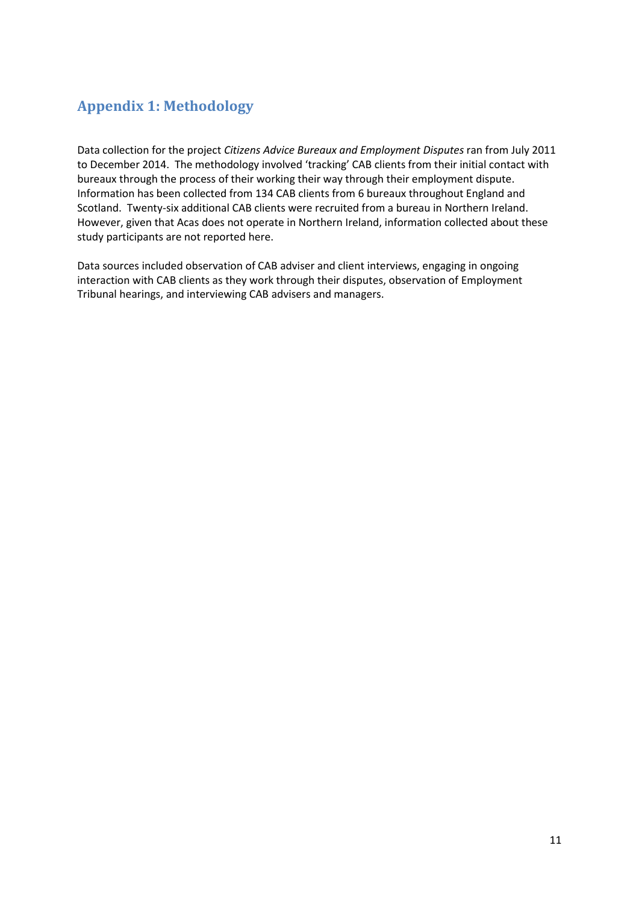## Appendix 1: Methodology

Data collection for the project *Citizens Advice Bureaux and Employment Disputes* ran from July 2011 to December 2014. The methodology involved 'tracking' CAB clients from their initial contact with bureaux through the process of their working their way through their employment dispute. Information has been collected from 134 CAB clients from 6 bureaux throughout England and Scotland. Twenty-six additional CAB clients were recruited from a bureau in Northern Ireland. However, given that Acas does not operate in Northern Ireland, information collected about these study participants are not reported here.

Data sources included observation of CAB adviser and client interviews, engaging in ongoing interaction with CAB clients as they work through their disputes, observation of Employment Tribunal hearings, and interviewing CAB advisers and managers.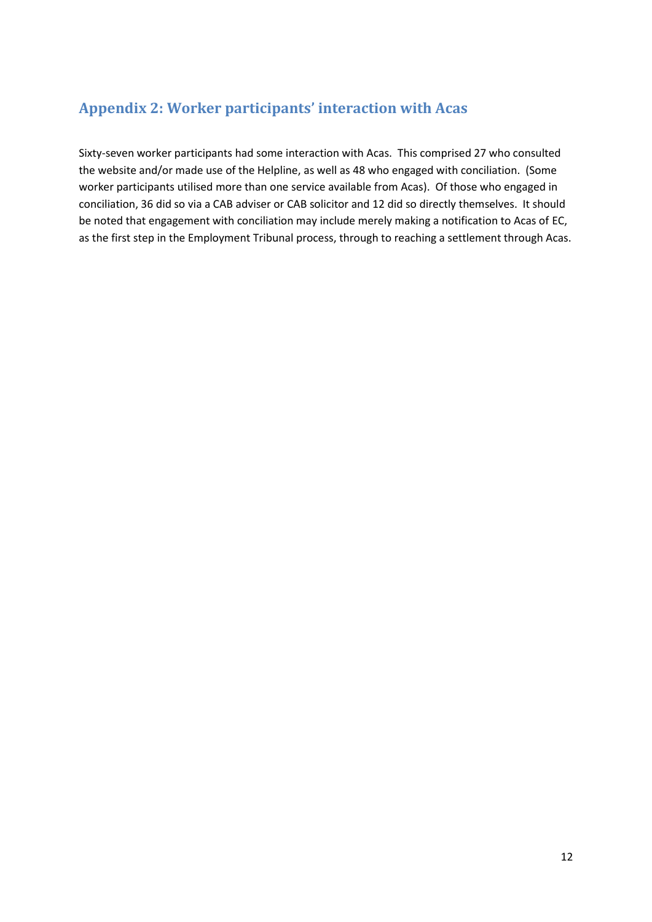## Appendix 2: Worker participants' interaction with Acas

Sixty-seven worker participants had some interaction with Acas. This comprised 27 who consulted the website and/or made use of the Helpline, as well as 48 who engaged with conciliation. (Some worker participants utilised more than one service available from Acas). Of those who engaged in conciliation, 36 did so via a CAB adviser or CAB solicitor and 12 did so directly themselves. It should be noted that engagement with conciliation may include merely making a notification to Acas of EC, as the first step in the Employment Tribunal process, through to reaching a settlement through Acas.